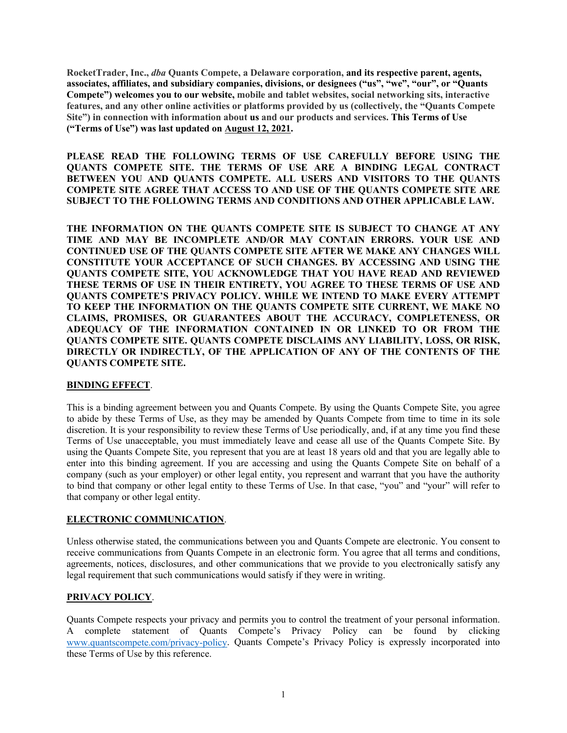**RocketTrader, Inc., *dba* Quants Compete, a Delaware corporation, and its respective parent, agents, associates, affiliates, and subsidiary companies, divisions, or designees ("us", "we", "our", or "Quants Compete") welcomes you to our website, mobile and tablet websites, social networking sits, interactive features, and any other online activities or platforms provided by us (collectively, the "Quants Compete Site") in connection with information about us and our products and services. This Terms of Use ("Terms of Use") was last updated on <u>August 12, 2021</u>.**

**PLEASE READ THE FOLLOWING TERMS OF USE CAREFULLY BEFORE USING THE QUANTS COMPETE SITE. THE TERMS OF USE ARE A BINDING LEGAL CONTRACT BETWEEN YOU AND QUANTS COMPETE. ALL USERS AND VISITORS TO THE QUANTS COMPETE SITE AGREE THAT ACCESS TO AND USE OF THE QUANTS COMPETE SITE ARE SUBJECT TO THE FOLLOWING TERMS AND CONDITIONS AND OTHER APPLICABLE LAW.**

**THE INFORMATION ON THE QUANTS COMPETE SITE IS SUBJECT TO CHANGE AT ANY TIME AND MAY BE INCOMPLETE AND/OR MAY CONTAIN ERRORS. YOUR USE AND CONTINUED USE OF THE QUANTS COMPETE SITE AFTER WE MAKE ANY CHANGES WILL CONSTITUTE YOUR ACCEPTANCE OF SUCH CHANGES. BY ACCESSING AND USING THE QUANTS COMPETE SITE, YOU ACKNOWLEDGE THAT YOU HAVE READ AND REVIEWED THESE TERMS OF USE IN THEIR ENTIRETY, YOU AGREE TO THESE TERMS OF USE AND QUANTS COMPETE'S PRIVACY POLICY. WHILE WE INTEND TO MAKE EVERY ATTEMPT TO KEEP THE INFORMATION ON THE QUANTS COMPETE SITE CURRENT, WE MAKE NO CLAIMS, PROMISES, OR GUARANTEES ABOUT THE ACCURACY, COMPLETENESS, OR ADEQUACY OF THE INFORMATION CONTAINED IN OR LINKED TO OR FROM THE QUANTS COMPETE SITE. QUANTS COMPETE DISCLAIMS ANY LIABILITY, LOSS, OR RISK, DIRECTLY OR INDIRECTLY, OF THE APPLICATION OF ANY OF THE CONTENTS OF THE QUANTS COMPETE SITE.**

## BINDING EFFECT.

This is a binding agreement between you and Quants Compete. By using the Quants Compete Site, you agree to abide by these Terms of Use, as they may be amended by Quants Compete from time to time in its sole discretion. It is your responsibility to review these Terms of Use periodically, and, if at any time you find these Terms of Use unacceptable, you must immediately leave and cease all use of the Quants Compete Site. By using the Quants Compete Site, you represent that you are at least 18 years old and that you are legally able to enter into this binding agreement. If you are accessing and using the Quants Compete Site on behalf of a company (such as your employer) or other legal entity, you represent and warrant that you have the authority to bind that company or other legal entity to these Terms of Use. In that case, "you" and "your" will refer to that company or other legal entity.

## ELECTRONIC COMMUNICATION.

Unless otherwise stated, the communications between you and Quants Compete are electronic. You consent to receive communications from Quants Compete in an electronic form. You agree that all terms and conditions, agreements, notices, disclosures, and other communications that we provide to you electronically satisfy any legal requirement that such communications would satisfy if they were in writing.

## PRIVACY POLICY.

Quants Compete respects your privacy and permits you to control the treatment of your personal information. A complete statement of Quants Compete's Privacy Policy can be found by clicking [www.quantscompete.com/privacy-policy](www.quantscompete.com/privacy-policy). Quants Compete's Privacy Policy is expressly incorporated into these Terms of Use by this reference.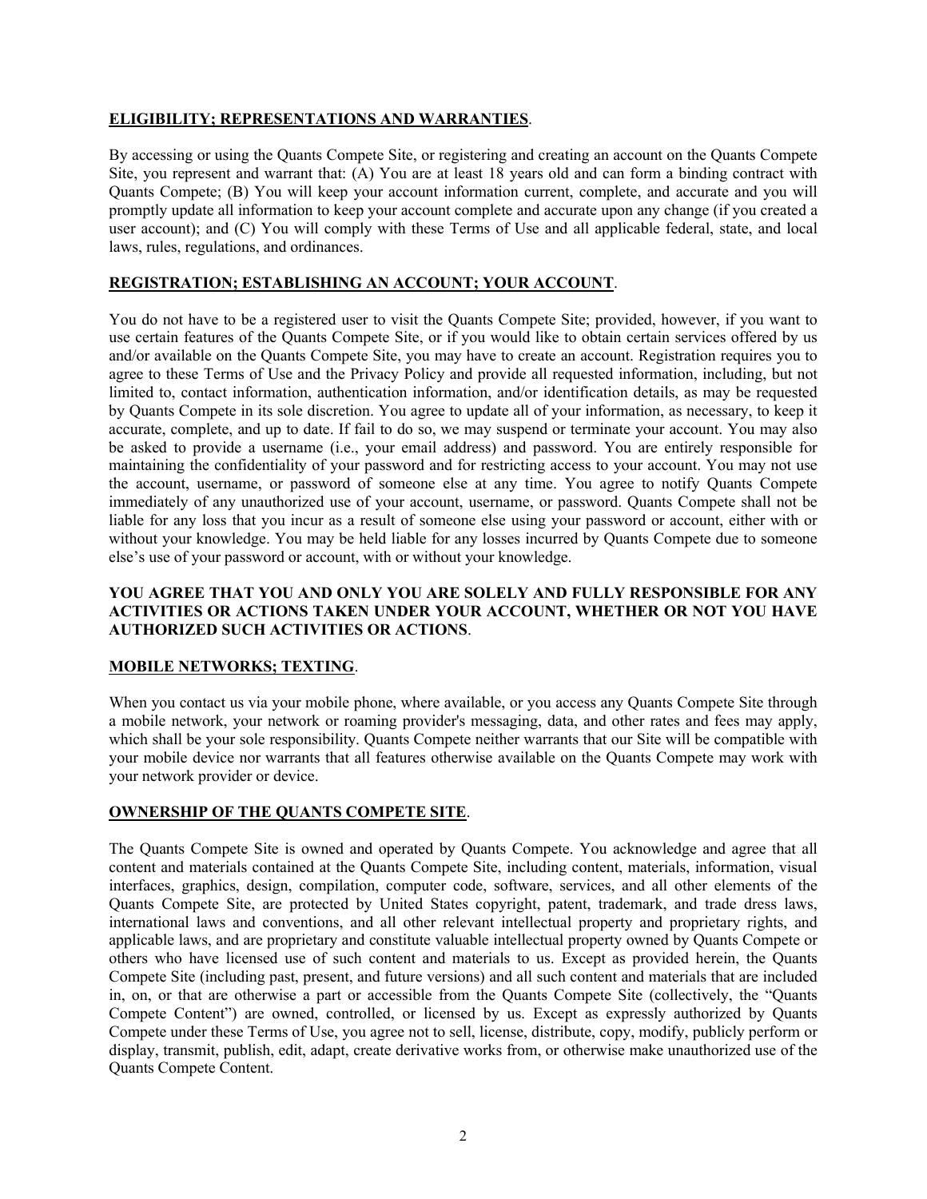**ELIGIBILITY; REPRESENTATIONS AND WARRANTIES**.

By accessing or using the Quants Compete Site, or registering and creating an account on the Quants Compete Site, you represent and warrant that: (A) You are at least 18 years old and can form a binding contract with Quants Compete; (B) You will keep your account information current, complete, and accurate and you will promptly update all information to keep your account complete and accurate upon any change (if you created a user account); and (C) You will comply with these Terms of Use and all applicable federal, state, and local laws, rules, regulations, and ordinances.

**REGISTRATION; ESTABLISHING AN ACCOUNT; YOUR ACCOUNT**.

You do not have to be a registered user to visit the Quants Compete Site; provided, however, if you want to use certain features of the Quants Compete Site, or if you would like to obtain certain services offered by us and/or available on the Quants Compete Site, you may have to create an account. Registration requires you to agree to these Terms of Use and the Privacy Policy and provide all requested information, including, but not limited to, contact information, authentication information, and/or identification details, as may be requested by Quants Compete in its sole discretion. You agree to update all of your information, as necessary, to keep it accurate, complete, and up to date. If fail to do so, we may suspend or terminate your account. You may also be asked to provide a username (i.e., your email address) and password. You are entirely responsible for maintaining the confidentiality of your password and for restricting access to your account. You may not use the account, username, or password of someone else at any time. You agree to notify Quants Compete immediately of any unauthorized use of your account, username, or password. Quants Compete shall not be liable for any loss that you incur as a result of someone else using your password or account, either with or without your knowledge. You may be held liable for any losses incurred by Quants Compete due to someone else's use of your password or account, with or without your knowledge.

**YOU AGREE THAT YOU AND ONLY YOU ARE SOLELY AND FULLY RESPONSIBLE FOR ANY ACTIVITIES OR ACTIONS TAKEN UNDER YOUR ACCOUNT, WHETHER OR NOT YOU HAVE AUTHORIZED SUCH ACTIVITIES OR ACTIONS**.

**MOBILE NETWORKS; TEXTING**.

When you contact us via your mobile phone, where available, or you access any Quants Compete Site through a mobile network, your network or roaming provider's messaging, data, and other rates and fees may apply, which shall be your sole responsibility. Quants Compete neither warrants that our Site will be compatible with your mobile device nor warrants that all features otherwise available on the Quants Compete may work with your network provider or device.

**OWNERSHIP OF THE QUANTS COMPETE SITE**.

The Quants Compete Site is owned and operated by Quants Compete. You acknowledge and agree that all content and materials contained at the Quants Compete Site, including content, materials, information, visual interfaces, graphics, design, compilation, computer code, software, services, and all other elements of the Quants Compete Site, are protected by United States copyright, patent, trademark, and trade dress laws, international laws and conventions, and all other relevant intellectual property and proprietary rights, and applicable laws, and are proprietary and constitute valuable intellectual property owned by Quants Compete or others who have licensed use of such content and materials to us. Except as provided herein, the Quants Compete Site (including past, present, and future versions) and all such content and materials that are included in, on, or that are otherwise a part or accessible from the Quants Compete Site (collectively, the "Quants Compete Content") are owned, controlled, or licensed by us. Except as expressly authorized by Quants Compete under these Terms of Use, you agree not to sell, license, distribute, copy, modify, publicly perform or display, transmit, publish, edit, adapt, create derivative works from, or otherwise make unauthorized use of the Quants Compete Content.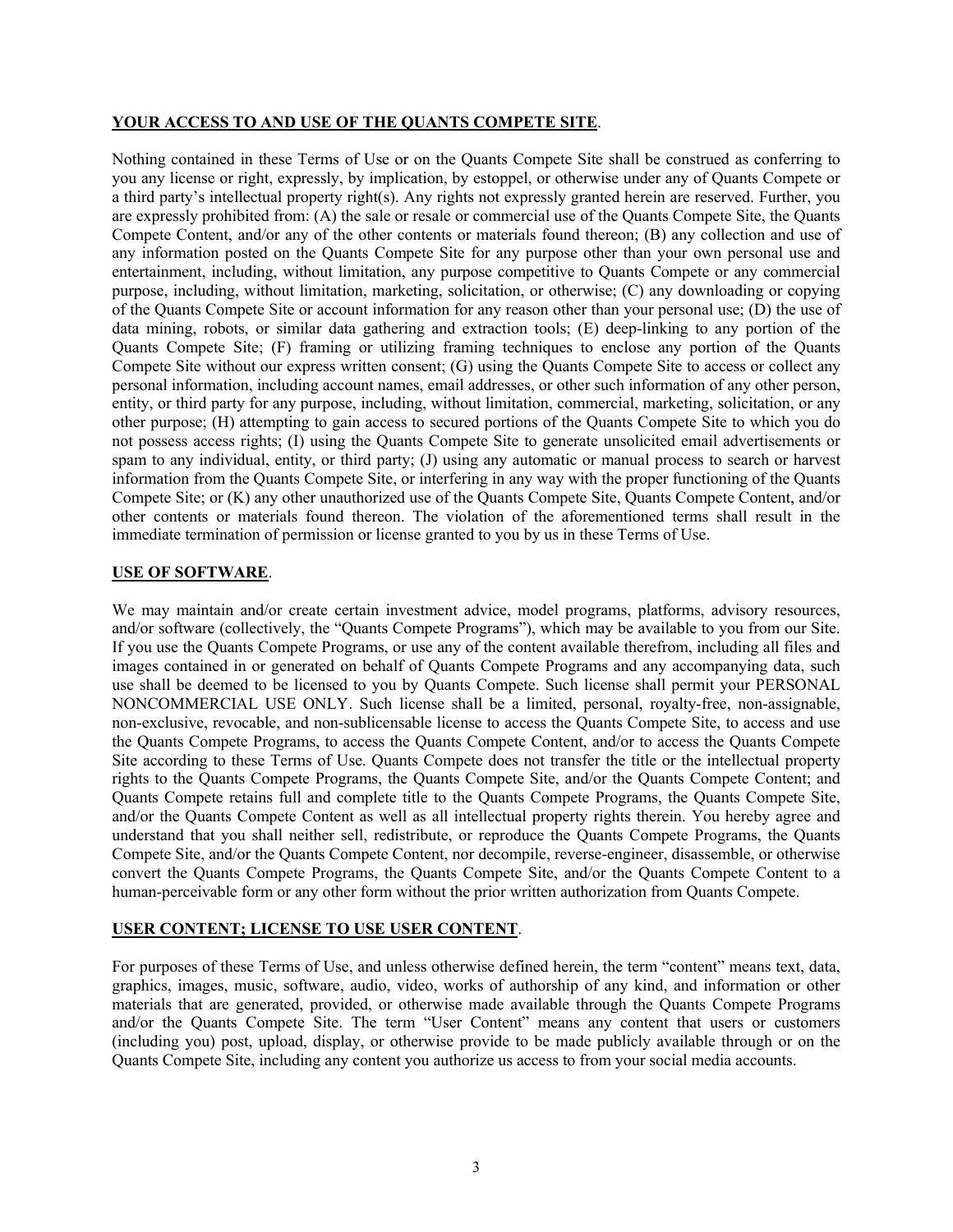**YOUR ACCESS TO AND USE OF THE QUANTS COMPETE SITE**.

Nothing contained in these Terms of Use or on the Quants Compete Site shall be construed as conferring to you any license or right, expressly, by implication, by estoppel, or otherwise under any of Quants Compete or a third party's intellectual property right(s). Any rights not expressly granted herein are reserved. Further, you are expressly prohibited from: (A) the sale or resale or commercial use of the Quants Compete Site, the Quants Compete Content, and/or any of the other contents or materials found thereon; (B) any collection and use of any information posted on the Quants Compete Site for any purpose other than your own personal use and entertainment, including, without limitation, any purpose competitive to Quants Compete or any commercial purpose, including, without limitation, marketing, solicitation, or otherwise; (C) any downloading or copying of the Quants Compete Site or account information for any reason other than your personal use; (D) the use of data mining, robots, or similar data gathering and extraction tools; (E) deep-linking to any portion of the Quants Compete Site; (F) framing or utilizing framing techniques to enclose any portion of the Quants Compete Site without our express written consent; (G) using the Quants Compete Site to access or collect any personal information, including account names, email addresses, or other such information of any other person, entity, or third party for any purpose, including, without limitation, commercial, marketing, solicitation, or any other purpose; (H) attempting to gain access to secured portions of the Quants Compete Site to which you do not possess access rights; (I) using the Quants Compete Site to generate unsolicited email advertisements or spam to any individual, entity, or third party; (J) using any automatic or manual process to search or harvest information from the Quants Compete Site, or interfering in any way with the proper functioning of the Quants Compete Site; or (K) any other unauthorized use of the Quants Compete Site, Quants Compete Content, and/or other contents or materials found thereon. The violation of the aforementioned terms shall result in the immediate termination of permission or license granted to you by us in these Terms of Use.

**USE OF SOFTWARE**.

We may maintain and/or create certain investment advice, model programs, platforms, advisory resources, and/or software (collectively, the "Quants Compete Programs"), which may be available to you from our Site. If you use the Quants Compete Programs, or use any of the content available therefrom, including all files and images contained in or generated on behalf of Quants Compete Programs and any accompanying data, such use shall be deemed to be licensed to you by Quants Compete. Such license shall permit your PERSONAL NONCOMMERCIAL USE ONLY. Such license shall be a limited, personal, royalty-free, non-assignable, non-exclusive, revocable, and non-sublicensable license to access the Quants Compete Site, to access and use the Quants Compete Programs, to access the Quants Compete Content, and/or to access the Quants Compete Site according to these Terms of Use. Quants Compete does not transfer the title or the intellectual property rights to the Quants Compete Programs, the Quants Compete Site, and/or the Quants Compete Content; and Quants Compete retains full and complete title to the Quants Compete Programs, the Quants Compete Site, and/or the Quants Compete Content as well as all intellectual property rights therein. You hereby agree and understand that you shall neither sell, redistribute, or reproduce the Quants Compete Programs, the Quants Compete Site, and/or the Quants Compete Content, nor decompile, reverse-engineer, disassemble, or otherwise convert the Quants Compete Programs, the Quants Compete Site, and/or the Quants Compete Content to a human-perceivable form or any other form without the prior written authorization from Quants Compete.

**USER CONTENT; LICENSE TO USE USER CONTENT**.

For purposes of these Terms of Use, and unless otherwise defined herein, the term "content" means text, data, graphics, images, music, software, audio, video, works of authorship of any kind, and information or other materials that are generated, provided, or otherwise made available through the Quants Compete Programs and/or the Quants Compete Site. The term "User Content" means any content that users or customers (including you) post, upload, display, or otherwise provide to be made publicly available through or on the Quants Compete Site, including any content you authorize us access to from your social media accounts.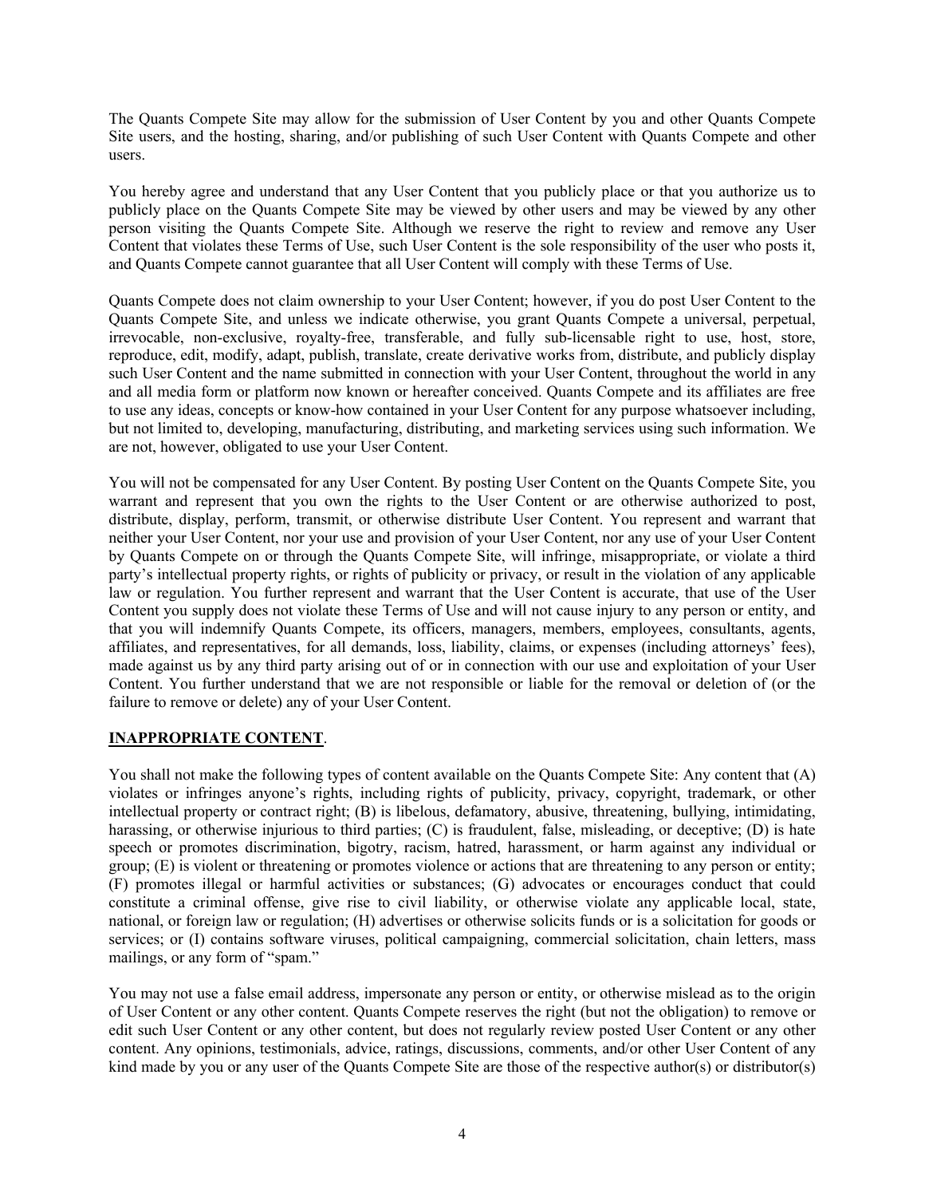The Quants Compete Site may allow for the submission of User Content by you and other Quants Compete Site users, and the hosting, sharing, and/or publishing of such User Content with Quants Compete and other users.

You hereby agree and understand that any User Content that you publicly place or that you authorize us to publicly place on the Quants Compete Site may be viewed by other users and may be viewed by any other person visiting the Quants Compete Site. Although we reserve the right to review and remove any User Content that violates these Terms of Use, such User Content is the sole responsibility of the user who posts it, and Quants Compete cannot guarantee that all User Content will comply with these Terms of Use.

Quants Compete does not claim ownership to your User Content; however, if you do post User Content to the Quants Compete Site, and unless we indicate otherwise, you grant Quants Compete a universal, perpetual, irrevocable, non-exclusive, royalty-free, transferable, and fully sub-licensable right to use, host, store, reproduce, edit, modify, adapt, publish, translate, create derivative works from, distribute, and publicly display such User Content and the name submitted in connection with your User Content, throughout the world in any and all media form or platform now known or hereafter conceived. Quants Compete and its affiliates are free to use any ideas, concepts or know-how contained in your User Content for any purpose whatsoever including, but not limited to, developing, manufacturing, distributing, and marketing services using such information. We are not, however, obligated to use your User Content.

You will not be compensated for any User Content. By posting User Content on the Quants Compete Site, you warrant and represent that you own the rights to the User Content or are otherwise authorized to post, distribute, display, perform, transmit, or otherwise distribute User Content. You represent and warrant that neither your User Content, nor your use and provision of your User Content, nor any use of your User Content by Quants Compete on or through the Quants Compete Site, will infringe, misappropriate, or violate a third party's intellectual property rights, or rights of publicity or privacy, or result in the violation of any applicable law or regulation. You further represent and warrant that the User Content is accurate, that use of the User Content you supply does not violate these Terms of Use and will not cause injury to any person or entity, and that you will indemnify Quants Compete, its officers, managers, members, employees, consultants, agents, affiliates, and representatives, for all demands, loss, liability, claims, or expenses (including attorneys' fees), made against us by any third party arising out of or in connection with our use and exploitation of your User Content. You further understand that we are not responsible or liable for the removal or deletion of (or the failure to remove or delete) any of your User Content.

**INAPPROPRIATE CONTENT**.

You shall not make the following types of content available on the Quants Compete Site: Any content that (A) violates or infringes anyone's rights, including rights of publicity, privacy, copyright, trademark, or other intellectual property or contract right; (B) is libelous, defamatory, abusive, threatening, bullying, intimidating, harassing, or otherwise injurious to third parties; (C) is fraudulent, false, misleading, or deceptive; (D) is hate speech or promotes discrimination, bigotry, racism, hatred, harassment, or harm against any individual or group; (E) is violent or threatening or promotes violence or actions that are threatening to any person or entity; (F) promotes illegal or harmful activities or substances; (G) advocates or encourages conduct that could constitute a criminal offense, give rise to civil liability, or otherwise violate any applicable local, state, national, or foreign law or regulation; (H) advertises or otherwise solicits funds or is a solicitation for goods or services; or (I) contains software viruses, political campaigning, commercial solicitation, chain letters, mass mailings, or any form of "spam."

You may not use a false email address, impersonate any person or entity, or otherwise mislead as to the origin of User Content or any other content. Quants Compete reserves the right (but not the obligation) to remove or edit such User Content or any other content, but does not regularly review posted User Content or any other content. Any opinions, testimonials, advice, ratings, discussions, comments, and/or other User Content of any kind made by you or any user of the Quants Compete Site are those of the respective author(s) or distributor(s)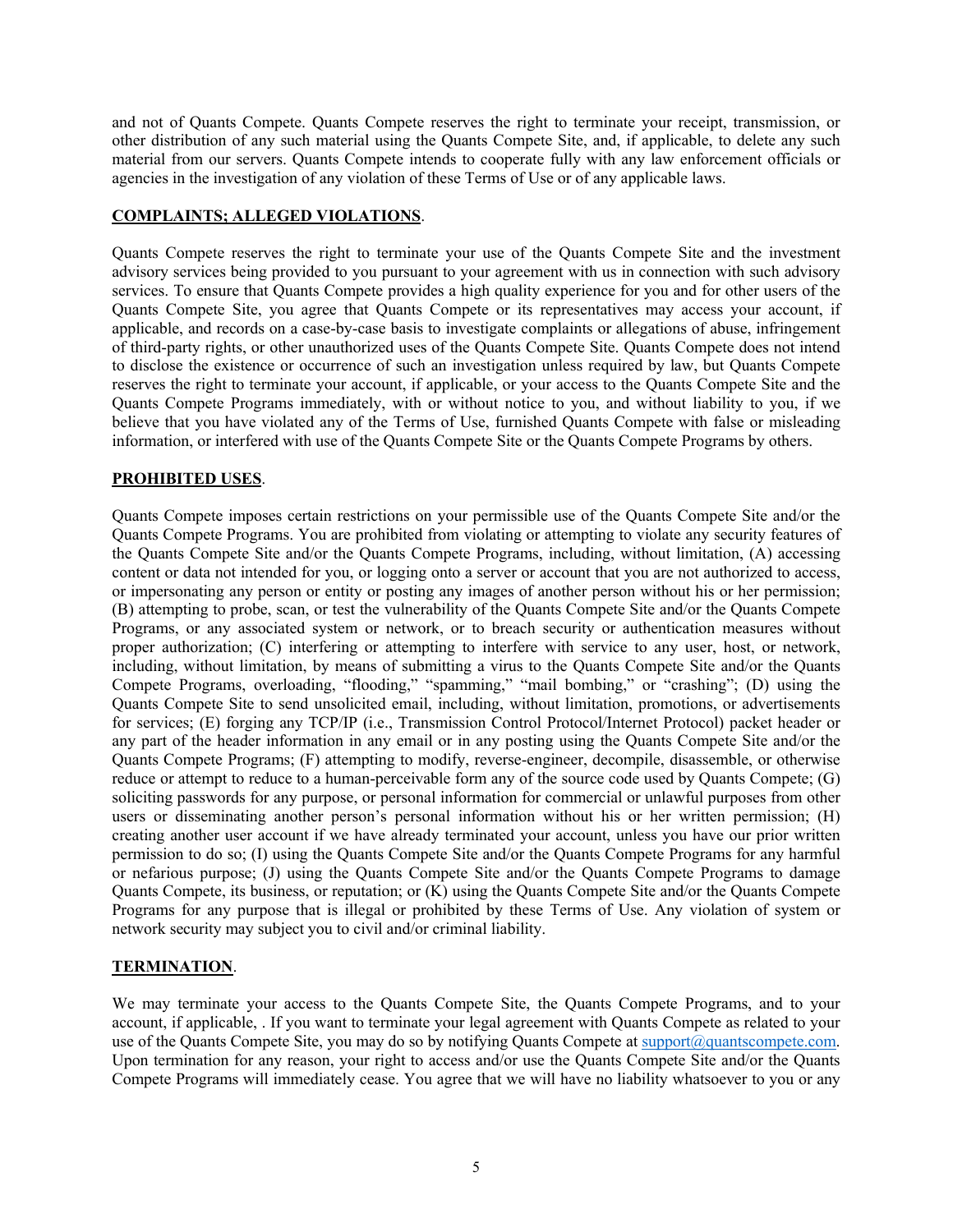and not of Quants Compete. Quants Compete reserves the right to terminate your receipt, transmission, or other distribution of any such material using the Quants Compete Site, and, if applicable, to delete any such material from our servers. Quants Compete intends to cooperate fully with any law enforcement officials or agencies in the investigation of any violation of these Terms of Use or of any applicable laws.

**COMPLAINTS; ALLEGED VIOLATIONS**.

Quants Compete reserves the right to terminate your use of the Quants Compete Site and the investment advisory services being provided to you pursuant to your agreement with us in connection with such advisory services. To ensure that Quants Compete provides a high quality experience for you and for other users of the Quants Compete Site, you agree that Quants Compete or its representatives may access your account, if applicable, and records on a case-by-case basis to investigate complaints or allegations of abuse, infringement of third-party rights, or other unauthorized uses of the Quants Compete Site. Quants Compete does not intend to disclose the existence or occurrence of such an investigation unless required by law, but Quants Compete reserves the right to terminate your account, if applicable, or your access to the Quants Compete Site and the Quants Compete Programs immediately, with or without notice to you, and without liability to you, if we believe that you have violated any of the Terms of Use, furnished Quants Compete with false or misleading information, or interfered with use of the Quants Compete Site or the Quants Compete Programs by others.

**PROHIBITED USES**.

Quants Compete imposes certain restrictions on your permissible use of the Quants Compete Site and/or the Quants Compete Programs. You are prohibited from violating or attempting to violate any security features of the Quants Compete Site and/or the Quants Compete Programs, including, without limitation, (A) accessing content or data not intended for you, or logging onto a server or account that you are not authorized to access, or impersonating any person or entity or posting any images of another person without his or her permission; (B) attempting to probe, scan, or test the vulnerability of the Quants Compete Site and/or the Quants Compete Programs, or any associated system or network, or to breach security or authentication measures without proper authorization; (C) interfering or attempting to interfere with service to any user, host, or network, including, without limitation, by means of submitting a virus to the Quants Compete Site and/or the Quants Compete Programs, overloading, "flooding," "spamming," "mail bombing," or "crashing"; (D) using the Quants Compete Site to send unsolicited email, including, without limitation, promotions, or advertisements for services; (E) forging any TCP/IP (i.e., Transmission Control Protocol/Internet Protocol) packet header or any part of the header information in any email or in any posting using the Quants Compete Site and/or the Quants Compete Programs; (F) attempting to modify, reverse-engineer, decompile, disassemble, or otherwise reduce or attempt to reduce to a human-perceivable form any of the source code used by Quants Compete; (G) soliciting passwords for any purpose, or personal information for commercial or unlawful purposes from other users or disseminating another person's personal information without his or her written permission; (H) creating another user account if we have already terminated your account, unless you have our prior written permission to do so; (I) using the Quants Compete Site and/or the Quants Compete Programs for any harmful or nefarious purpose; (J) using the Quants Compete Site and/or the Quants Compete Programs to damage Quants Compete, its business, or reputation; or (K) using the Quants Compete Site and/or the Quants Compete Programs for any purpose that is illegal or prohibited by these Terms of Use. Any violation of system or network security may subject you to civil and/or criminal liability.

**TERMINATION**.

We may terminate your access to the Quants Compete Site, the Quants Compete Programs, and to your account, if applicable, . If you want to terminate your legal agreement with Quants Compete as related to your use of the Quants Compete Site, you may do so by notifying Quants Compete at support@quantscompete.com. Upon termination for any reason, your right to access and/or use the Quants Compete Site and/or the Quants Compete Programs will immediately cease. You agree that we will have no liability whatsoever to you or any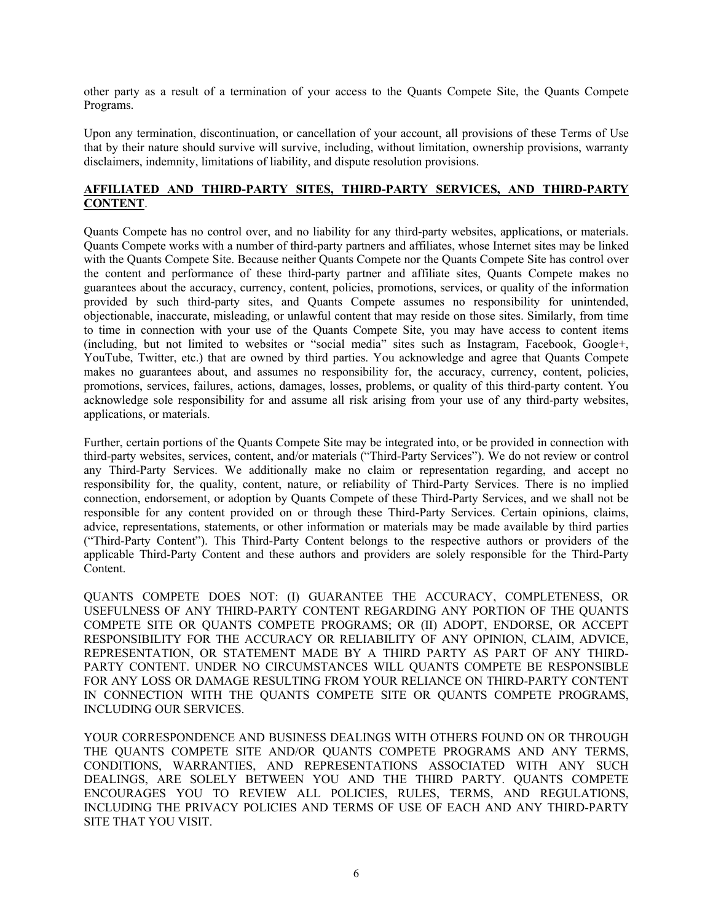other party as a result of a termination of your access to the Quants Compete Site, the Quants Compete Programs.

Upon any termination, discontinuation, or cancellation of your account, all provisions of these Terms of Use that by their nature should survive will survive, including, without limitation, ownership provisions, warranty disclaimers, indemnity, limitations of liability, and dispute resolution provisions.

**AFFILIATED AND THIRD-PARTY SITES, THIRD-PARTY SERVICES, AND THIRD-PARTY CONTENT**.

Quants Compete has no control over, and no liability for any third-party websites, applications, or materials. Quants Compete works with a number of third-party partners and affiliates, whose Internet sites may be linked with the Quants Compete Site. Because neither Quants Compete nor the Quants Compete Site has control over the content and performance of these third-party partner and affiliate sites, Quants Compete makes no guarantees about the accuracy, currency, content, policies, promotions, services, or quality of the information provided by such third-party sites, and Quants Compete assumes no responsibility for unintended, objectionable, inaccurate, misleading, or unlawful content that may reside on those sites. Similarly, from time to time in connection with your use of the Quants Compete Site, you may have access to content items (including, but not limited to websites or "social media" sites such as Instagram, Facebook, Google+, YouTube, Twitter, etc.) that are owned by third parties. You acknowledge and agree that Quants Compete makes no guarantees about, and assumes no responsibility for, the accuracy, currency, content, policies, promotions, services, failures, actions, damages, losses, problems, or quality of this third-party content. You acknowledge sole responsibility for and assume all risk arising from your use of any third-party websites, applications, or materials.

Further, certain portions of the Quants Compete Site may be integrated into, or be provided in connection with third-party websites, services, content, and/or materials ("Third-Party Services"). We do not review or control any Third-Party Services. We additionally make no claim or representation regarding, and accept no responsibility for, the quality, content, nature, or reliability of Third-Party Services. There is no implied connection, endorsement, or adoption by Quants Compete of these Third-Party Services, and we shall not be responsible for any content provided on or through these Third-Party Services. Certain opinions, claims, advice, representations, statements, or other information or materials may be made available by third parties ("Third-Party Content"). This Third-Party Content belongs to the respective authors or providers of the applicable Third-Party Content and these authors and providers are solely responsible for the Third-Party Content.

QUANTS COMPETE DOES NOT: (I) GUARANTEE THE ACCURACY, COMPLETENESS, OR USEFULNESS OF ANY THIRD-PARTY CONTENT REGARDING ANY PORTION OF THE QUANTS COMPETE SITE OR QUANTS COMPETE PROGRAMS; OR (II) ADOPT, ENDORSE, OR ACCEPT RESPONSIBILITY FOR THE ACCURACY OR RELIABILITY OF ANY OPINION, CLAIM, ADVICE, REPRESENTATION, OR STATEMENT MADE BY A THIRD PARTY AS PART OF ANY THIRD-PARTY CONTENT. UNDER NO CIRCUMSTANCES WILL QUANTS COMPETE BE RESPONSIBLE FOR ANY LOSS OR DAMAGE RESULTING FROM YOUR RELIANCE ON THIRD-PARTY CONTENT IN CONNECTION WITH THE QUANTS COMPETE SITE OR QUANTS COMPETE PROGRAMS, INCLUDING OUR SERVICES.

YOUR CORRESPONDENCE AND BUSINESS DEALINGS WITH OTHERS FOUND ON OR THROUGH THE QUANTS COMPETE SITE AND/OR QUANTS COMPETE PROGRAMS AND ANY TERMS, CONDITIONS, WARRANTIES, AND REPRESENTATIONS ASSOCIATED WITH ANY SUCH DEALINGS, ARE SOLELY BETWEEN YOU AND THE THIRD PARTY. QUANTS COMPETE ENCOURAGES YOU TO REVIEW ALL POLICIES, RULES, TERMS, AND REGULATIONS, INCLUDING THE PRIVACY POLICIES AND TERMS OF USE OF EACH AND ANY THIRD-PARTY SITE THAT YOU VISIT.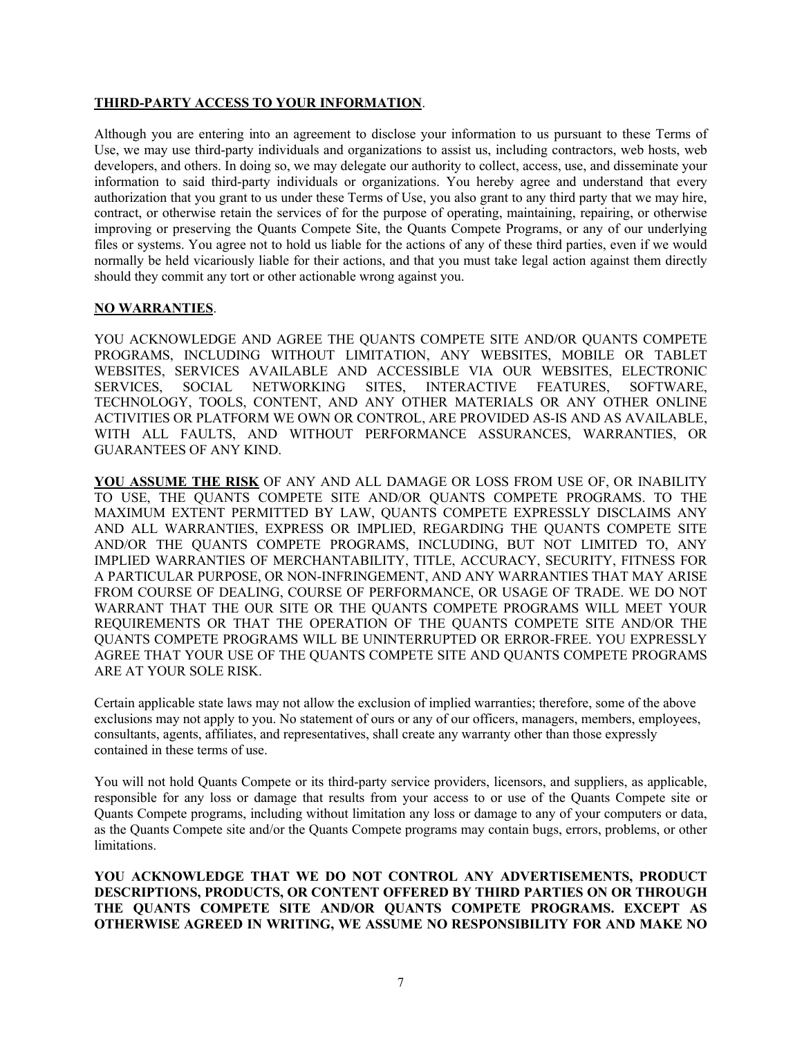**THIRD-PARTY ACCESS TO YOUR INFORMATION**.

Although you are entering into an agreement to disclose your information to us pursuant to these Terms of Use, we may use third-party individuals and organizations to assist us, including contractors, web hosts, web developers, and others. In doing so, we may delegate our authority to collect, access, use, and disseminate your information to said third-party individuals or organizations. You hereby agree and understand that every authorization that you grant to us under these Terms of Use, you also grant to any third party that we may hire, contract, or otherwise retain the services of for the purpose of operating, maintaining, repairing, or otherwise improving or preserving the Quants Compete Site, the Quants Compete Programs, or any of our underlying files or systems. You agree not to hold us liable for the actions of any of these third parties, even if we would normally be held vicariously liable for their actions, and that you must take legal action against them directly should they commit any tort or other actionable wrong against you.

**NO WARRANTIES**.

YOU ACKNOWLEDGE AND AGREE THE QUANTS COMPETE SITE AND/OR QUANTS COMPETE PROGRAMS, INCLUDING WITHOUT LIMITATION, ANY WEBSITES, MOBILE OR TABLET WEBSITES, SERVICES AVAILABLE AND ACCESSIBLE VIA OUR WEBSITES, ELECTRONIC SERVICES, SOCIAL NETWORKING SITES, INTERACTIVE FEATURES, SOFTWARE, TECHNOLOGY, TOOLS, CONTENT, AND ANY OTHER MATERIALS OR ANY OTHER ONLINE ACTIVITIES OR PLATFORM WE OWN OR CONTROL, ARE PROVIDED AS-IS AND AS AVAILABLE, WITH ALL FAULTS, AND WITHOUT PERFORMANCE ASSURANCES, WARRANTIES, OR GUARANTEES OF ANY KIND.

**YOU ASSUME THE RISK** OF ANY AND ALL DAMAGE OR LOSS FROM USE OF, OR INABILITY TO USE, THE QUANTS COMPETE SITE AND/OR QUANTS COMPETE PROGRAMS. TO THE MAXIMUM EXTENT PERMITTED BY LAW, QUANTS COMPETE EXPRESSLY DISCLAIMS ANY AND ALL WARRANTIES, EXPRESS OR IMPLIED, REGARDING THE QUANTS COMPETE SITE AND/OR THE QUANTS COMPETE PROGRAMS, INCLUDING, BUT NOT LIMITED TO, ANY IMPLIED WARRANTIES OF MERCHANTABILITY, TITLE, ACCURACY, SECURITY, FITNESS FOR A PARTICULAR PURPOSE, OR NON-INFRINGEMENT, AND ANY WARRANTIES THAT MAY ARISE FROM COURSE OF DEALING, COURSE OF PERFORMANCE, OR USAGE OF TRADE. WE DO NOT WARRANT THAT THE OUR SITE OR THE QUANTS COMPETE PROGRAMS WILL MEET YOUR REQUIREMENTS OR THAT THE OPERATION OF THE QUANTS COMPETE SITE AND/OR THE QUANTS COMPETE PROGRAMS WILL BE UNINTERRUPTED OR ERROR-FREE. YOU EXPRESSLY AGREE THAT YOUR USE OF THE QUANTS COMPETE SITE AND QUANTS COMPETE PROGRAMS ARE AT YOUR SOLE RISK.

Certain applicable state laws may not allow the exclusion of implied warranties; therefore, some of the above exclusions may not apply to you. No statement of ours or any of our officers, managers, members, employees, consultants, agents, affiliates, and representatives, shall create any warranty other than those expressly contained in these terms of use.

You will not hold Quants Compete or its third-party service providers, licensors, and suppliers, as applicable, responsible for any loss or damage that results from your access to or use of the Quants Compete site or Quants Compete programs, including without limitation any loss or damage to any of your computers or data, as the Quants Compete site and/or the Quants Compete programs may contain bugs, errors, problems, or other limitations.

**YOU ACKNOWLEDGE THAT WE DO NOT CONTROL ANY ADVERTISEMENTS, PRODUCT DESCRIPTIONS, PRODUCTS, OR CONTENT OFFERED BY THIRD PARTIES ON OR THROUGH THE QUANTS COMPETE SITE AND/OR QUANTS COMPETE PROGRAMS. EXCEPT AS OTHERWISE AGREED IN WRITING, WE ASSUME NO RESPONSIBILITY FOR AND MAKE NO**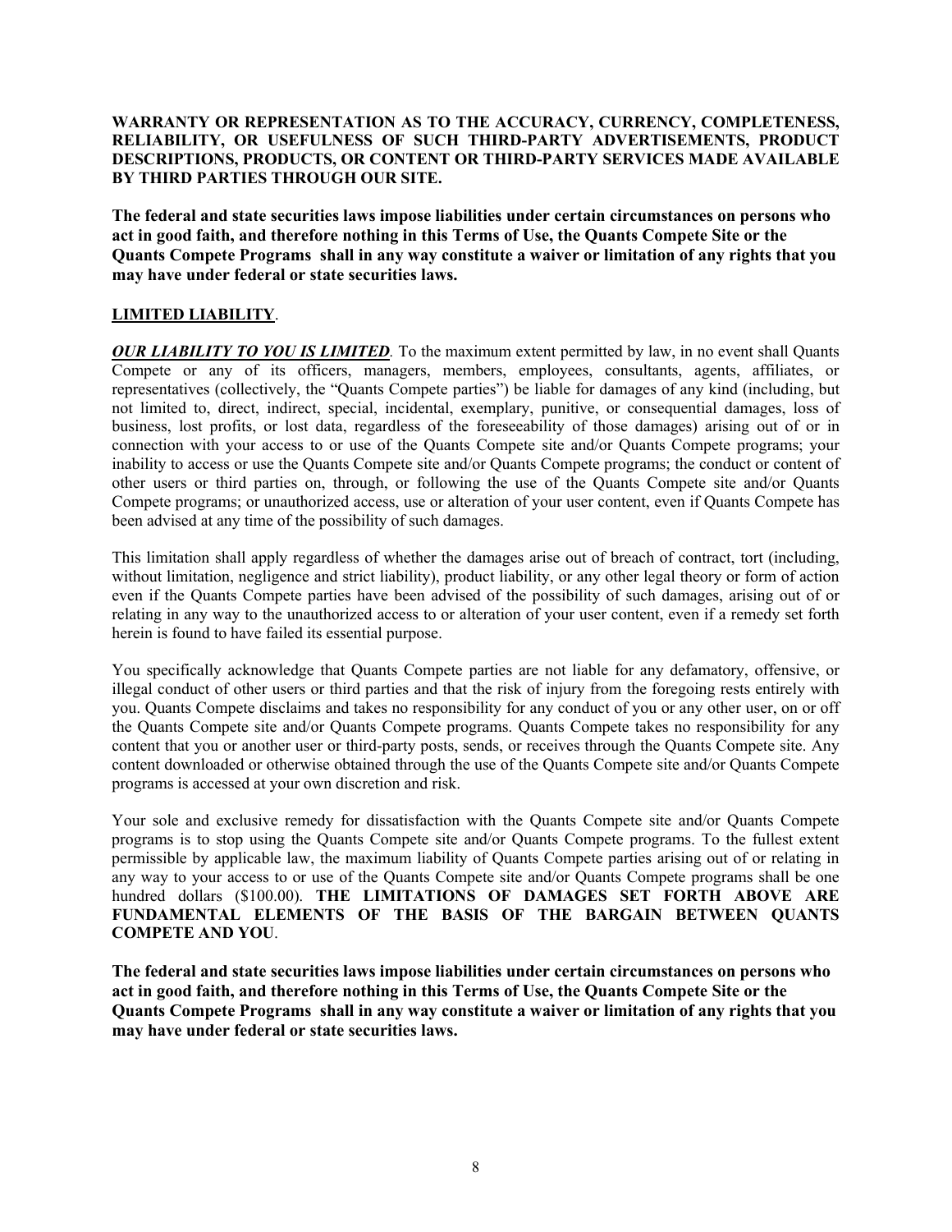**WARRANTY OR REPRESENTATION AS TO THE ACCURACY, CURRENCY, COMPLETENESS, RELIABILITY, OR USEFULNESS OF SUCH THIRD-PARTY ADVERTISEMENTS, PRODUCT DESCRIPTIONS, PRODUCTS, OR CONTENT OR THIRD-PARTY SERVICES MADE AVAILABLE BY THIRD PARTIES THROUGH OUR SITE.**

**The federal and state securities laws impose liabilities under certain circumstances on persons who act in good faith, and therefore nothing in this Terms of Use, the Quants Compete Site or the Quants Compete Programs shall in any way constitute a waiver or limitation of any rights that you may have under federal or state securities laws.**

**LIMITED LIABILITY**.

***OUR LIABILITY TO YOU IS LIMITED***. To the maximum extent permitted by law, in no event shall Quants Compete or any of its officers, managers, members, employees, consultants, agents, affiliates, or representatives (collectively, the "Quants Compete parties") be liable for damages of any kind (including, but not limited to, direct, indirect, special, incidental, exemplary, punitive, or consequential damages, loss of business, lost profits, or lost data, regardless of the foreseeability of those damages) arising out of or in connection with your access to or use of the Quants Compete site and/or Quants Compete programs; your inability to access or use the Quants Compete site and/or Quants Compete programs; the conduct or content of other users or third parties on, through, or following the use of the Quants Compete site and/or Quants Compete programs; or unauthorized access, use or alteration of your user content, even if Quants Compete has been advised at any time of the possibility of such damages.

This limitation shall apply regardless of whether the damages arise out of breach of contract, tort (including, without limitation, negligence and strict liability), product liability, or any other legal theory or form of action even if the Quants Compete parties have been advised of the possibility of such damages, arising out of or relating in any way to the unauthorized access to or alteration of your user content, even if a remedy set forth herein is found to have failed its essential purpose.

You specifically acknowledge that Quants Compete parties are not liable for any defamatory, offensive, or illegal conduct of other users or third parties and that the risk of injury from the foregoing rests entirely with you. Quants Compete disclaims and takes no responsibility for any conduct of you or any other user, on or off the Quants Compete site and/or Quants Compete programs. Quants Compete takes no responsibility for any content that you or another user or third-party posts, sends, or receives through the Quants Compete site. Any content downloaded or otherwise obtained through the use of the Quants Compete site and/or Quants Compete programs is accessed at your own discretion and risk.

Your sole and exclusive remedy for dissatisfaction with the Quants Compete site and/or Quants Compete programs is to stop using the Quants Compete site and/or Quants Compete programs. To the fullest extent permissible by applicable law, the maximum liability of Quants Compete parties arising out of or relating in any way to your access to or use of the Quants Compete site and/or Quants Compete programs shall be one hundred dollars ($100.00). **THE LIMITATIONS OF DAMAGES SET FORTH ABOVE ARE FUNDAMENTAL ELEMENTS OF THE BASIS OF THE BARGAIN BETWEEN QUANTS COMPETE AND YOU**.

**The federal and state securities laws impose liabilities under certain circumstances on persons who act in good faith, and therefore nothing in this Terms of Use, the Quants Compete Site or the Quants Compete Programs shall in any way constitute a waiver or limitation of any rights that you may have under federal or state securities laws.**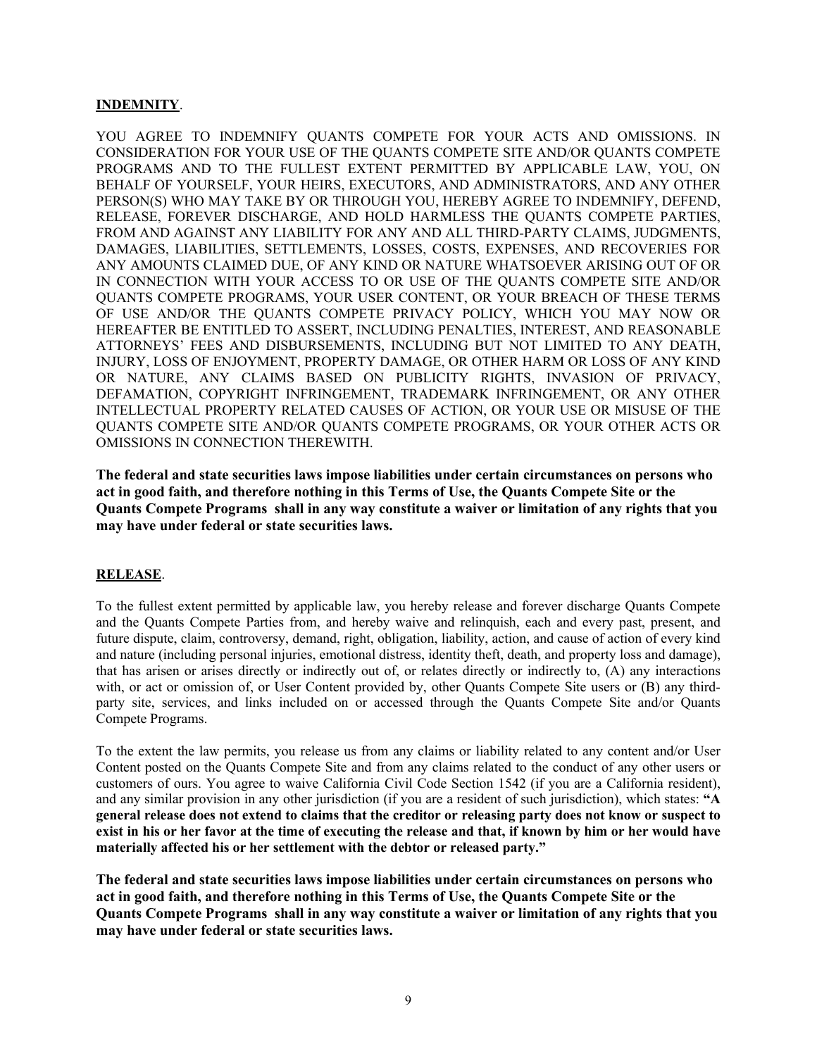**INDEMNITY**.

YOU AGREE TO INDEMNIFY QUANTS COMPETE FOR YOUR ACTS AND OMISSIONS. IN CONSIDERATION FOR YOUR USE OF THE QUANTS COMPETE SITE AND/OR QUANTS COMPETE PROGRAMS AND TO THE FULLEST EXTENT PERMITTED BY APPLICABLE LAW, YOU, ON BEHALF OF YOURSELF, YOUR HEIRS, EXECUTORS, AND ADMINISTRATORS, AND ANY OTHER PERSON(S) WHO MAY TAKE BY OR THROUGH YOU, HEREBY AGREE TO INDEMNIFY, DEFEND, RELEASE, FOREVER DISCHARGE, AND HOLD HARMLESS THE QUANTS COMPETE PARTIES, FROM AND AGAINST ANY LIABILITY FOR ANY AND ALL THIRD-PARTY CLAIMS, JUDGMENTS, DAMAGES, LIABILITIES, SETTLEMENTS, LOSSES, COSTS, EXPENSES, AND RECOVERIES FOR ANY AMOUNTS CLAIMED DUE, OF ANY KIND OR NATURE WHATSOEVER ARISING OUT OF OR IN CONNECTION WITH YOUR ACCESS TO OR USE OF THE QUANTS COMPETE SITE AND/OR QUANTS COMPETE PROGRAMS, YOUR USER CONTENT, OR YOUR BREACH OF THESE TERMS OF USE AND/OR THE QUANTS COMPETE PRIVACY POLICY, WHICH YOU MAY NOW OR HEREAFTER BE ENTITLED TO ASSERT, INCLUDING PENALTIES, INTEREST, AND REASONABLE ATTORNEYS' FEES AND DISBURSEMENTS, INCLUDING BUT NOT LIMITED TO ANY DEATH, INJURY, LOSS OF ENJOYMENT, PROPERTY DAMAGE, OR OTHER HARM OR LOSS OF ANY KIND OR NATURE, ANY CLAIMS BASED ON PUBLICITY RIGHTS, INVASION OF PRIVACY, DEFAMATION, COPYRIGHT INFRINGEMENT, TRADEMARK INFRINGEMENT, OR ANY OTHER INTELLECTUAL PROPERTY RELATED CAUSES OF ACTION, OR YOUR USE OR MISUSE OF THE QUANTS COMPETE SITE AND/OR QUANTS COMPETE PROGRAMS, OR YOUR OTHER ACTS OR OMISSIONS IN CONNECTION THEREWITH.

**The federal and state securities laws impose liabilities under certain circumstances on persons who act in good faith, and therefore nothing in this Terms of Use, the Quants Compete Site or the Quants Compete Programs shall in any way constitute a waiver or limitation of any rights that you may have under federal or state securities laws.**

**RELEASE**.

To the fullest extent permitted by applicable law, you hereby release and forever discharge Quants Compete and the Quants Compete Parties from, and hereby waive and relinquish, each and every past, present, and future dispute, claim, controversy, demand, right, obligation, liability, action, and cause of action of every kind and nature (including personal injuries, emotional distress, identity theft, death, and property loss and damage), that has arisen or arises directly or indirectly out of, or relates directly or indirectly to, (A) any interactions with, or act or omission of, or User Content provided by, other Quants Compete Site users or (B) any third-party site, services, and links included on or accessed through the Quants Compete Site and/or Quants Compete Programs.

To the extent the law permits, you release us from any claims or liability related to any content and/or User Content posted on the Quants Compete Site and from any claims related to the conduct of any other users or customers of ours. You agree to waive California Civil Code Section 1542 (if you are a California resident), and any similar provision in any other jurisdiction (if you are a resident of such jurisdiction), which states: **"A general release does not extend to claims that the creditor or releasing party does not know or suspect to exist in his or her favor at the time of executing the release and that, if known by him or her would have materially affected his or her settlement with the debtor or released party."**

**The federal and state securities laws impose liabilities under certain circumstances on persons who act in good faith, and therefore nothing in this Terms of Use, the Quants Compete Site or the Quants Compete Programs shall in any way constitute a waiver or limitation of any rights that you may have under federal or state securities laws.**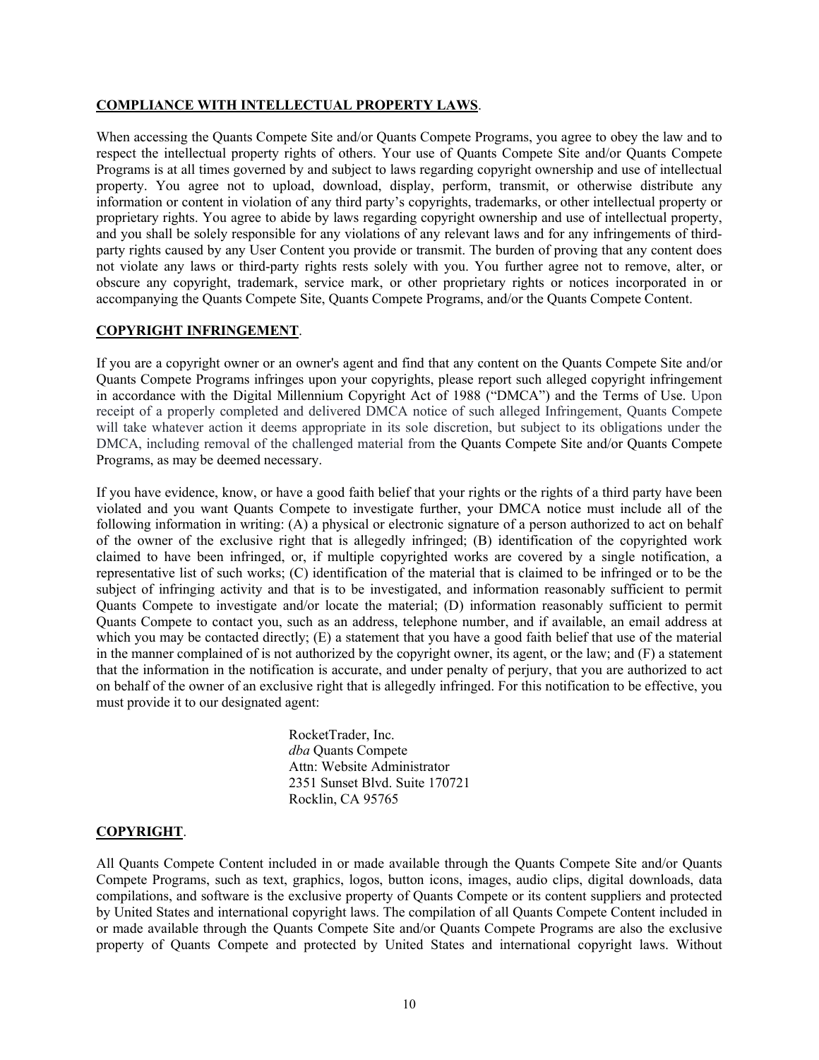**COMPLIANCE WITH INTELLECTUAL PROPERTY LAWS**.

When accessing the Quants Compete Site and/or Quants Compete Programs, you agree to obey the law and to respect the intellectual property rights of others. Your use of Quants Compete Site and/or Quants Compete Programs is at all times governed by and subject to laws regarding copyright ownership and use of intellectual property. You agree not to upload, download, display, perform, transmit, or otherwise distribute any information or content in violation of any third party's copyrights, trademarks, or other intellectual property or proprietary rights. You agree to abide by laws regarding copyright ownership and use of intellectual property, and you shall be solely responsible for any violations of any relevant laws and for any infringements of third-party rights caused by any User Content you provide or transmit. The burden of proving that any content does not violate any laws or third-party rights rests solely with you. You further agree not to remove, alter, or obscure any copyright, trademark, service mark, or other proprietary rights or notices incorporated in or accompanying the Quants Compete Site, Quants Compete Programs, and/or the Quants Compete Content.

**COPYRIGHT INFRINGEMENT**.

If you are a copyright owner or an owner's agent and find that any content on the Quants Compete Site and/or Quants Compete Programs infringes upon your copyrights, please report such alleged copyright infringement in accordance with the Digital Millennium Copyright Act of 1988 ("DMCA") and the Terms of Use. Upon receipt of a properly completed and delivered DMCA notice of such alleged Infringement, Quants Compete will take whatever action it deems appropriate in its sole discretion, but subject to its obligations under the DMCA, including removal of the challenged material from the Quants Compete Site and/or Quants Compete Programs, as may be deemed necessary.

If you have evidence, know, or have a good faith belief that your rights or the rights of a third party have been violated and you want Quants Compete to investigate further, your DMCA notice must include all of the following information in writing: (A) a physical or electronic signature of a person authorized to act on behalf of the owner of the exclusive right that is allegedly infringed; (B) identification of the copyrighted work claimed to have been infringed, or, if multiple copyrighted works are covered by a single notification, a representative list of such works; (C) identification of the material that is claimed to be infringed or to be the subject of infringing activity and that is to be investigated, and information reasonably sufficient to permit Quants Compete to investigate and/or locate the material; (D) information reasonably sufficient to permit Quants Compete to contact you, such as an address, telephone number, and if available, an email address at which you may be contacted directly; (E) a statement that you have a good faith belief that use of the material in the manner complained of is not authorized by the copyright owner, its agent, or the law; and (F) a statement that the information in the notification is accurate, and under penalty of perjury, that you are authorized to act on behalf of the owner of an exclusive right that is allegedly infringed. For this notification to be effective, you must provide it to our designated agent:

RocketTrader, Inc.
*dba* Quants Compete
Attn: Website Administrator
2351 Sunset Blvd. Suite 170721
Rocklin, CA 95765

**COPYRIGHT**.

All Quants Compete Content included in or made available through the Quants Compete Site and/or Quants Compete Programs, such as text, graphics, logos, button icons, images, audio clips, digital downloads, data compilations, and software is the exclusive property of Quants Compete or its content suppliers and protected by United States and international copyright laws. The compilation of all Quants Compete Content included in or made available through the Quants Compete Site and/or Quants Compete Programs are also the exclusive property of Quants Compete and protected by United States and international copyright laws. Without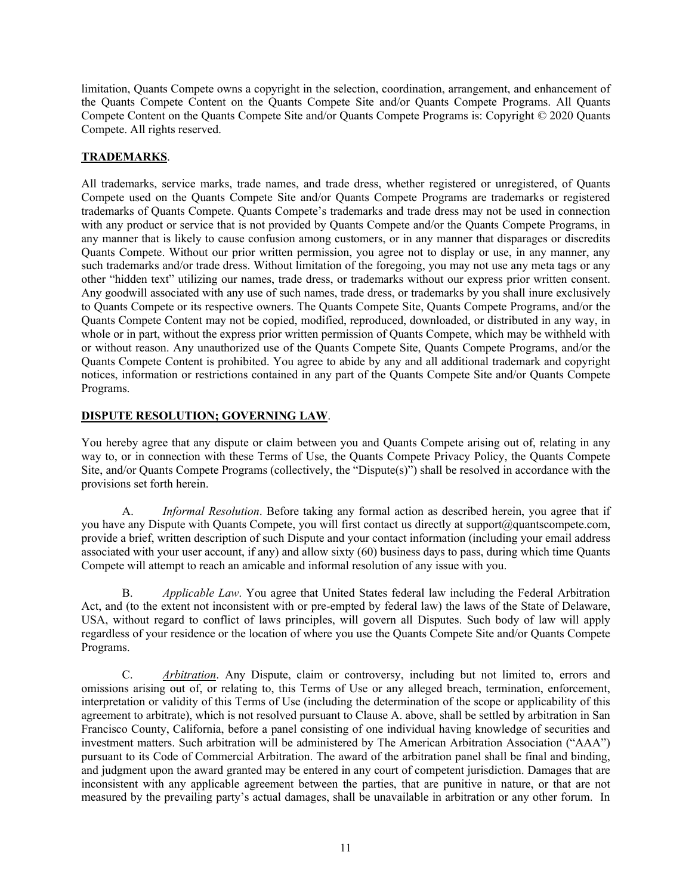limitation, Quants Compete owns a copyright in the selection, coordination, arrangement, and enhancement of the Quants Compete Content on the Quants Compete Site and/or Quants Compete Programs. All Quants Compete Content on the Quants Compete Site and/or Quants Compete Programs is: Copyright © 2020 Quants Compete. All rights reserved.

**TRADEMARKS**.

All trademarks, service marks, trade names, and trade dress, whether registered or unregistered, of Quants Compete used on the Quants Compete Site and/or Quants Compete Programs are trademarks or registered trademarks of Quants Compete. Quants Compete's trademarks and trade dress may not be used in connection with any product or service that is not provided by Quants Compete and/or the Quants Compete Programs, in any manner that is likely to cause confusion among customers, or in any manner that disparages or discredits Quants Compete. Without our prior written permission, you agree not to display or use, in any manner, any such trademarks and/or trade dress. Without limitation of the foregoing, you may not use any meta tags or any other "hidden text" utilizing our names, trade dress, or trademarks without our express prior written consent. Any goodwill associated with any use of such names, trade dress, or trademarks by you shall inure exclusively to Quants Compete or its respective owners. The Quants Compete Site, Quants Compete Programs, and/or the Quants Compete Content may not be copied, modified, reproduced, downloaded, or distributed in any way, in whole or in part, without the express prior written permission of Quants Compete, which may be withheld with or without reason. Any unauthorized use of the Quants Compete Site, Quants Compete Programs, and/or the Quants Compete Content is prohibited. You agree to abide by any and all additional trademark and copyright notices, information or restrictions contained in any part of the Quants Compete Site and/or Quants Compete Programs.

**DISPUTE RESOLUTION; GOVERNING LAW**.

You hereby agree that any dispute or claim between you and Quants Compete arising out of, relating in any way to, or in connection with these Terms of Use, the Quants Compete Privacy Policy, the Quants Compete Site, and/or Quants Compete Programs (collectively, the "Dispute(s)") shall be resolved in accordance with the provisions set forth herein.

A. *Informal Resolution*. Before taking any formal action as described herein, you agree that if you have any Dispute with Quants Compete, you will first contact us directly at support@quantscompete.com, provide a brief, written description of such Dispute and your contact information (including your email address associated with your user account, if any) and allow sixty (60) business days to pass, during which time Quants Compete will attempt to reach an amicable and informal resolution of any issue with you.

B. *Applicable Law*. You agree that United States federal law including the Federal Arbitration Act, and (to the extent not inconsistent with or pre-empted by federal law) the laws of the State of Delaware, USA, without regard to conflict of laws principles, will govern all Disputes. Such body of law will apply regardless of your residence or the location of where you use the Quants Compete Site and/or Quants Compete Programs.

C. *Arbitration*. Any Dispute, claim or controversy, including but not limited to, errors and omissions arising out of, or relating to, this Terms of Use or any alleged breach, termination, enforcement, interpretation or validity of this Terms of Use (including the determination of the scope or applicability of this agreement to arbitrate), which is not resolved pursuant to Clause A. above, shall be settled by arbitration in San Francisco County, California, before a panel consisting of one individual having knowledge of securities and investment matters. Such arbitration will be administered by The American Arbitration Association ("AAA") pursuant to its Code of Commercial Arbitration. The award of the arbitration panel shall be final and binding, and judgment upon the award granted may be entered in any court of competent jurisdiction. Damages that are inconsistent with any applicable agreement between the parties, that are punitive in nature, or that are not measured by the prevailing party's actual damages, shall be unavailable in arbitration or any other forum. In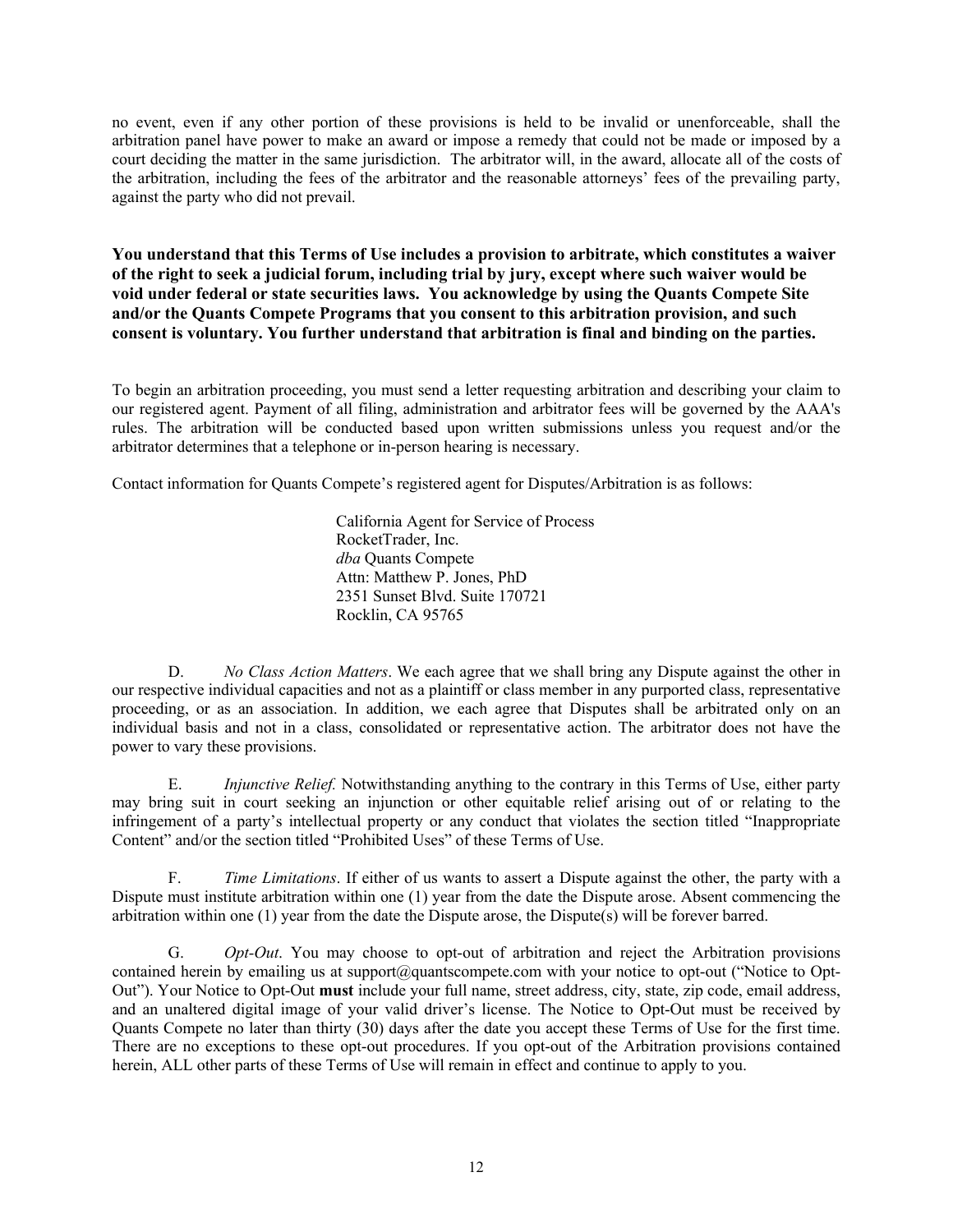no event, even if any other portion of these provisions is held to be invalid or unenforceable, shall the arbitration panel have power to make an award or impose a remedy that could not be made or imposed by a court deciding the matter in the same jurisdiction. The arbitrator will, in the award, allocate all of the costs of the arbitration, including the fees of the arbitrator and the reasonable attorneys' fees of the prevailing party, against the party who did not prevail.

**You understand that this Terms of Use includes a provision to arbitrate, which constitutes a waiver of the right to seek a judicial forum, including trial by jury, except where such waiver would be void under federal or state securities laws. You acknowledge by using the Quants Compete Site and/or the Quants Compete Programs that you consent to this arbitration provision, and such consent is voluntary. You further understand that arbitration is final and binding on the parties.**

To begin an arbitration proceeding, you must send a letter requesting arbitration and describing your claim to our registered agent. Payment of all filing, administration and arbitrator fees will be governed by the AAA's rules. The arbitration will be conducted based upon written submissions unless you request and/or the arbitrator determines that a telephone or in-person hearing is necessary.

Contact information for Quants Compete's registered agent for Disputes/Arbitration is as follows:

California Agent for Service of Process
RocketTrader, Inc.
*dba* Quants Compete
Attn: Matthew P. Jones, PhD
2351 Sunset Blvd. Suite 170721
Rocklin, CA 95765

D. *No Class Action Matters*. We each agree that we shall bring any Dispute against the other in our respective individual capacities and not as a plaintiff or class member in any purported class, representative proceeding, or as an association. In addition, we each agree that Disputes shall be arbitrated only on an individual basis and not in a class, consolidated or representative action. The arbitrator does not have the power to vary these provisions.

E. *Injunctive Relief.* Notwithstanding anything to the contrary in this Terms of Use, either party may bring suit in court seeking an injunction or other equitable relief arising out of or relating to the infringement of a party's intellectual property or any conduct that violates the section titled "Inappropriate Content" and/or the section titled "Prohibited Uses" of these Terms of Use.

F. *Time Limitations*. If either of us wants to assert a Dispute against the other, the party with a Dispute must institute arbitration within one (1) year from the date the Dispute arose. Absent commencing the arbitration within one (1) year from the date the Dispute arose, the Dispute(s) will be forever barred.

G. *Opt-Out*. You may choose to opt-out of arbitration and reject the Arbitration provisions contained herein by emailing us at support@quantscompete.com with your notice to opt-out ("Notice to Opt-Out"). Your Notice to Opt-Out **must** include your full name, street address, city, state, zip code, email address, and an unaltered digital image of your valid driver's license. The Notice to Opt-Out must be received by Quants Compete no later than thirty (30) days after the date you accept these Terms of Use for the first time. There are no exceptions to these opt-out procedures. If you opt-out of the Arbitration provisions contained herein, ALL other parts of these Terms of Use will remain in effect and continue to apply to you.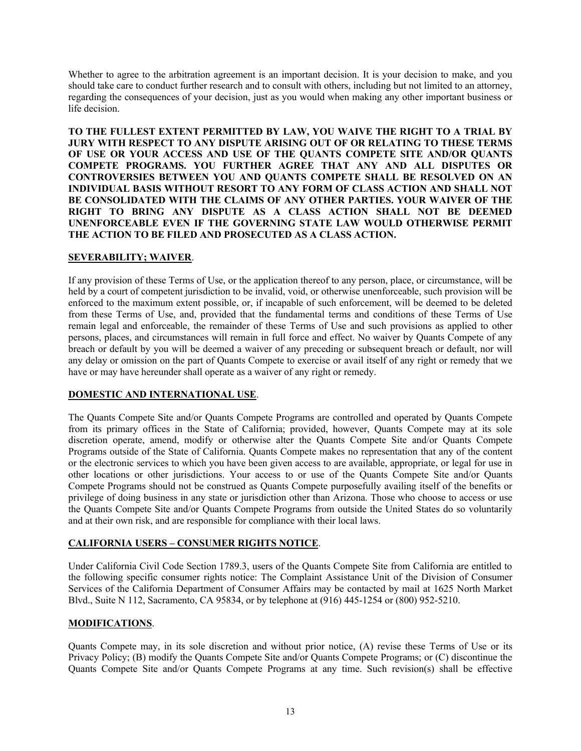Whether to agree to the arbitration agreement is an important decision. It is your decision to make, and you should take care to conduct further research and to consult with others, including but not limited to an attorney, regarding the consequences of your decision, just as you would when making any other important business or life decision.

**TO THE FULLEST EXTENT PERMITTED BY LAW, YOU WAIVE THE RIGHT TO A TRIAL BY JURY WITH RESPECT TO ANY DISPUTE ARISING OUT OF OR RELATING TO THESE TERMS OF USE OR YOUR ACCESS AND USE OF THE QUANTS COMPETE SITE AND/OR QUANTS COMPETE PROGRAMS. YOU FURTHER AGREE THAT ANY AND ALL DISPUTES OR CONTROVERSIES BETWEEN YOU AND QUANTS COMPETE SHALL BE RESOLVED ON AN INDIVIDUAL BASIS WITHOUT RESORT TO ANY FORM OF CLASS ACTION AND SHALL NOT BE CONSOLIDATED WITH THE CLAIMS OF ANY OTHER PARTIES. YOUR WAIVER OF THE RIGHT TO BRING ANY DISPUTE AS A CLASS ACTION SHALL NOT BE DEEMED UNENFORCEABLE EVEN IF THE GOVERNING STATE LAW WOULD OTHERWISE PERMIT THE ACTION TO BE FILED AND PROSECUTED AS A CLASS ACTION.**

**SEVERABILITY; WAIVER**.

If any provision of these Terms of Use, or the application thereof to any person, place, or circumstance, will be held by a court of competent jurisdiction to be invalid, void, or otherwise unenforceable, such provision will be enforced to the maximum extent possible, or, if incapable of such enforcement, will be deemed to be deleted from these Terms of Use, and, provided that the fundamental terms and conditions of these Terms of Use remain legal and enforceable, the remainder of these Terms of Use and such provisions as applied to other persons, places, and circumstances will remain in full force and effect. No waiver by Quants Compete of any breach or default by you will be deemed a waiver of any preceding or subsequent breach or default, nor will any delay or omission on the part of Quants Compete to exercise or avail itself of any right or remedy that we have or may have hereunder shall operate as a waiver of any right or remedy.

**DOMESTIC AND INTERNATIONAL USE**.

The Quants Compete Site and/or Quants Compete Programs are controlled and operated by Quants Compete from its primary offices in the State of California; provided, however, Quants Compete may at its sole discretion operate, amend, modify or otherwise alter the Quants Compete Site and/or Quants Compete Programs outside of the State of California. Quants Compete makes no representation that any of the content or the electronic services to which you have been given access to are available, appropriate, or legal for use in other locations or other jurisdictions. Your access to or use of the Quants Compete Site and/or Quants Compete Programs should not be construed as Quants Compete purposefully availing itself of the benefits or privilege of doing business in any state or jurisdiction other than Arizona. Those who choose to access or use the Quants Compete Site and/or Quants Compete Programs from outside the United States do so voluntarily and at their own risk, and are responsible for compliance with their local laws.

**CALIFORNIA USERS – CONSUMER RIGHTS NOTICE**.

Under California Civil Code Section 1789.3, users of the Quants Compete Site from California are entitled to the following specific consumer rights notice: The Complaint Assistance Unit of the Division of Consumer Services of the California Department of Consumer Affairs may be contacted by mail at 1625 North Market Blvd., Suite N 112, Sacramento, CA 95834, or by telephone at (916) 445-1254 or (800) 952-5210.

**MODIFICATIONS**.

Quants Compete may, in its sole discretion and without prior notice, (A) revise these Terms of Use or its Privacy Policy; (B) modify the Quants Compete Site and/or Quants Compete Programs; or (C) discontinue the Quants Compete Site and/or Quants Compete Programs at any time. Such revision(s) shall be effective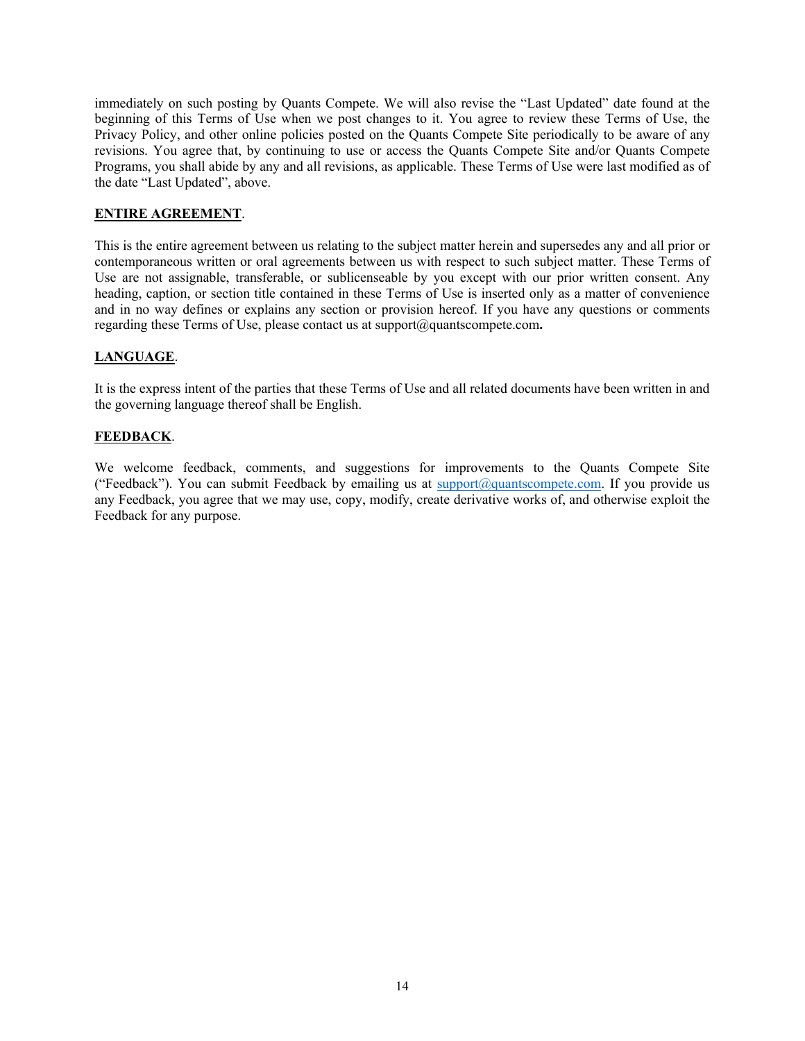immediately on such posting by Quants Compete. We will also revise the "Last Updated" date found at the beginning of this Terms of Use when we post changes to it. You agree to review these Terms of Use, the Privacy Policy, and other online policies posted on the Quants Compete Site periodically to be aware of any revisions. You agree that, by continuing to use or access the Quants Compete Site and/or Quants Compete Programs, you shall abide by any and all revisions, as applicable. These Terms of Use were last modified as of the date "Last Updated", above.

**ENTIRE AGREEMENT**.

This is the entire agreement between us relating to the subject matter herein and supersedes any and all prior or contemporaneous written or oral agreements between us with respect to such subject matter. These Terms of Use are not assignable, transferable, or sublicenseable by you except with our prior written consent. Any heading, caption, or section title contained in these Terms of Use is inserted only as a matter of convenience and in no way defines or explains any section or provision hereof. If you have any questions or comments regarding these Terms of Use, please contact us at support@quantscompete.com**.**

**LANGUAGE**.

It is the express intent of the parties that these Terms of Use and all related documents have been written in and the governing language thereof shall be English.

**FEEDBACK**.

We welcome feedback, comments, and suggestions for improvements to the Quants Compete Site ("Feedback"). You can submit Feedback by emailing us at support@quantscompete.com. If you provide us any Feedback, you agree that we may use, copy, modify, create derivative works of, and otherwise exploit the Feedback for any purpose.